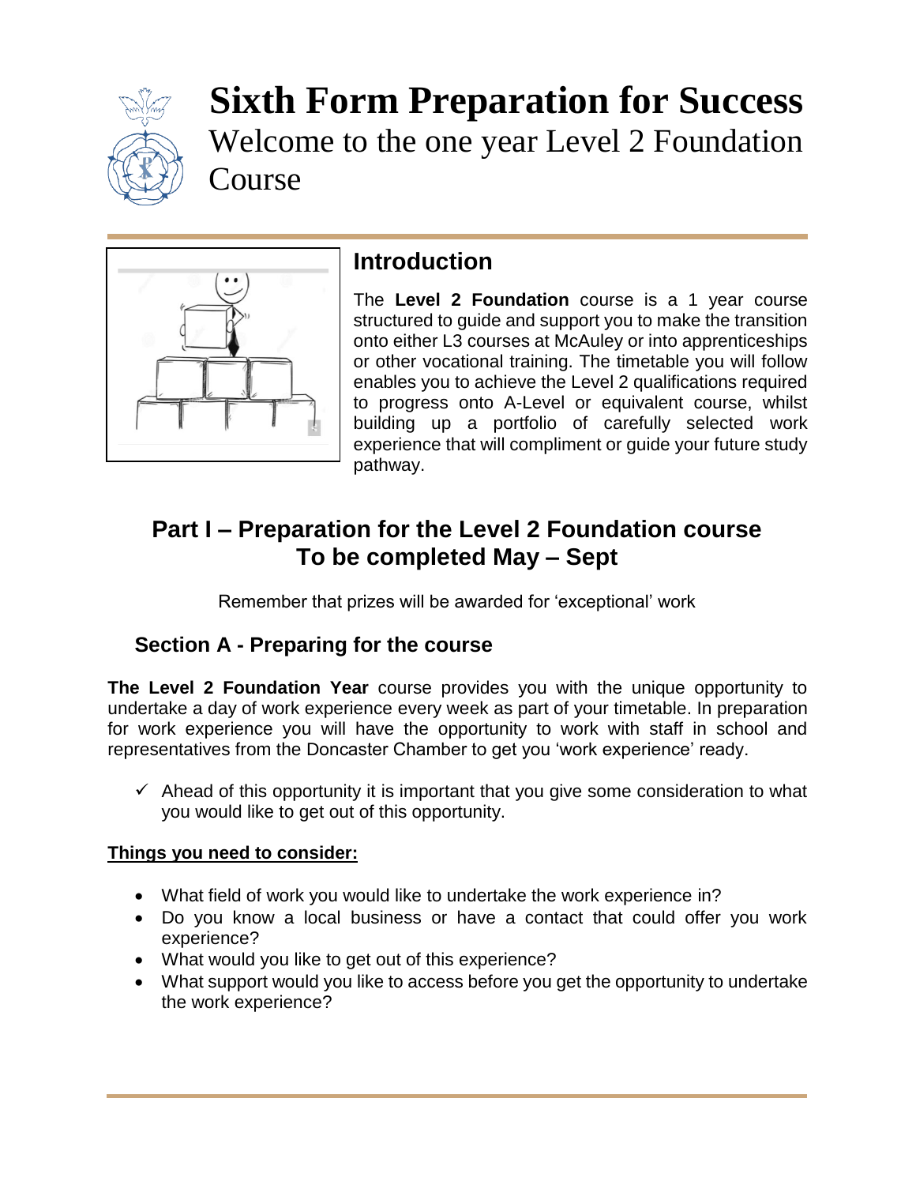# Sixth Form Preparation for Success

Welcome to the one year Level 2 Foundation Course

## Introduction

The **Level 2 Foundation** course is a 1 year course structured to guide and support you to make the transition onto either L3 courses at McAuley or into apprenticeships or other vocational training. The timetable you will follow enables you to achieve the Level 2 qualifications required to progress onto A-Level or equivalent course, whilst building up a portfolio of carefully selected work experience that will compliment or guide your future study pathway.

## Part I – Preparation for the Level 2 Foundation course
## To be completed May – Sept

Remember that prizes will be awarded for 'exceptional' work

### Section A - Preparing for the course

**The Level 2 Foundation Year** course provides you with the unique opportunity to undertake a day of work experience every week as part of your timetable. In preparation for work experience you will have the opportunity to work with staff in school and representatives from the Doncaster Chamber to get you 'work experience' ready.

- ✓ Ahead of this opportunity it is important that you give some consideration to what you would like to get out of this opportunity.

**Things you need to consider:**

- What field of work you would like to undertake the work experience in?
- Do you know a local business or have a contact that could offer you work experience?
- What would you like to get out of this experience?
- What support would you like to access before you get the opportunity to undertake the work experience?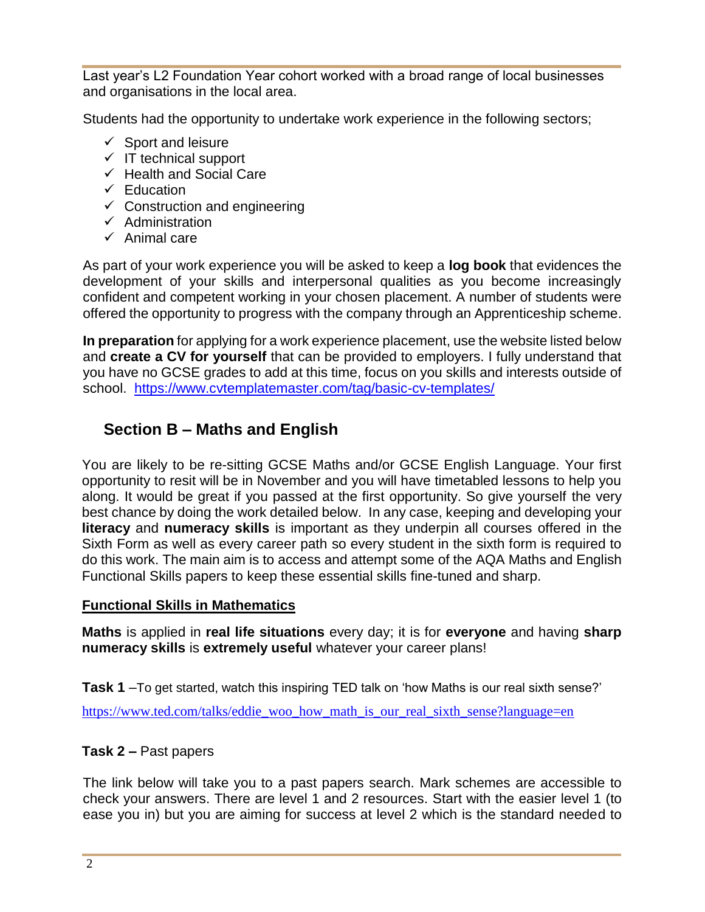Last year's L2 Foundation Year cohort worked with a broad range of local businesses and organisations in the local area.

Students had the opportunity to undertake work experience in the following sectors;

- ✓ Sport and leisure
- ✓ IT technical support
- ✓ Health and Social Care
- ✓ Education
- ✓ Construction and engineering
- ✓ Administration
- ✓ Animal care

As part of your work experience you will be asked to keep a **log book** that evidences the development of your skills and interpersonal qualities as you become increasingly confident and competent working in your chosen placement. A number of students were offered the opportunity to progress with the company through an Apprenticeship scheme.

**In preparation** for applying for a work experience placement, use the website listed below and **create a CV for yourself** that can be provided to employers. I fully understand that you have no GCSE grades to add at this time, focus on you skills and interests outside of school. https://www.cvtemplatemaster.com/tag/basic-cv-templates/

## Section B – Maths and English

You are likely to be re-sitting GCSE Maths and/or GCSE English Language. Your first opportunity to resit will be in November and you will have timetabled lessons to help you along. It would be great if you passed at the first opportunity. So give yourself the very best chance by doing the work detailed below. In any case, keeping and developing your **literacy** and **numeracy skills** is important as they underpin all courses offered in the Sixth Form as well as every career path so every student in the sixth form is required to do this work. The main aim is to access and attempt some of the AQA Maths and English Functional Skills papers to keep these essential skills fine-tuned and sharp.

### Functional Skills in Mathematics

**Maths** is applied in **real life situations** every day; it is for **everyone** and having **sharp numeracy skills** is **extremely useful** whatever your career plans!

**Task 1** –To get started, watch this inspiring TED talk on 'how Maths is our real sixth sense?'

https://www.ted.com/talks/eddie_woo_how_math_is_our_real_sixth_sense?language=en

**Task 2 –** Past papers

The link below will take you to a past papers search. Mark schemes are accessible to check your answers. There are level 1 and 2 resources. Start with the easier level 1 (to ease you in) but you are aiming for success at level 2 which is the standard needed to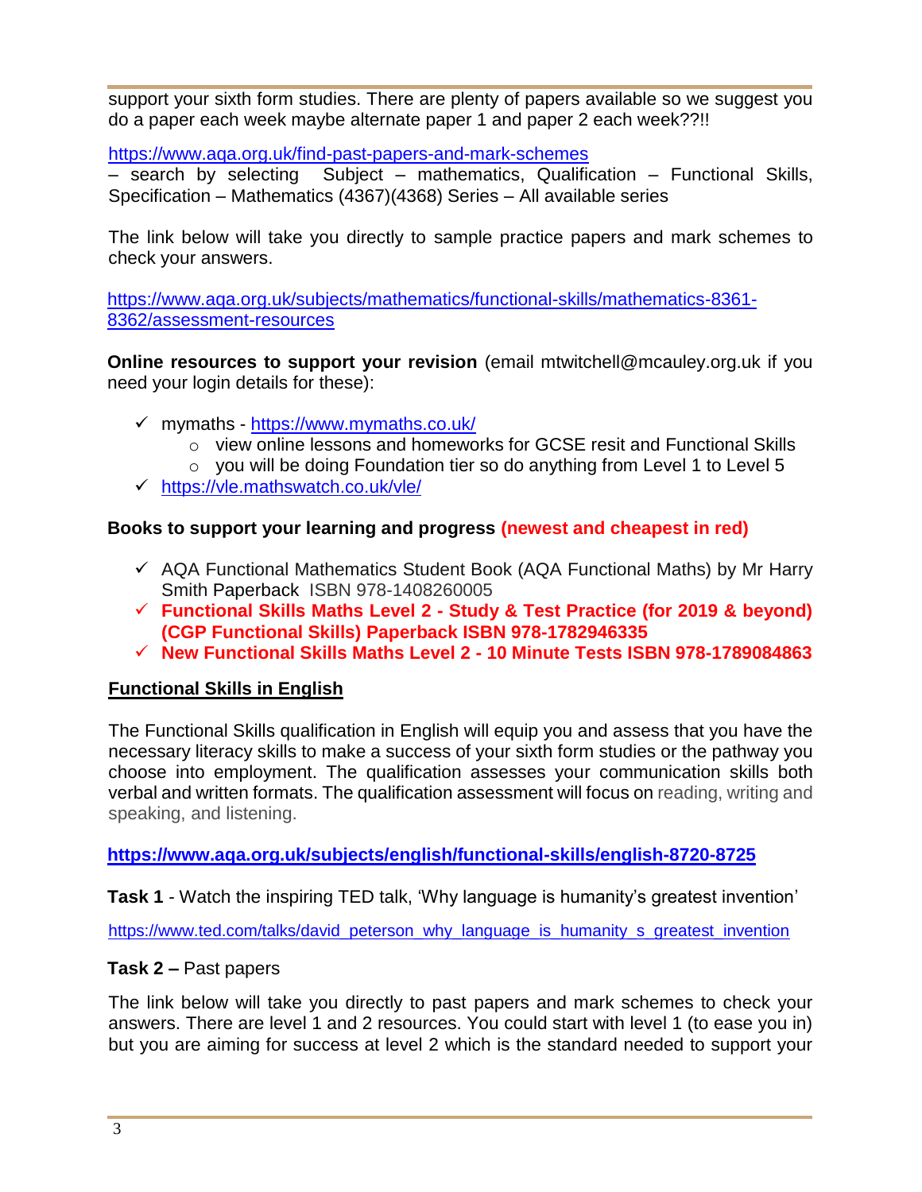support your sixth form studies. There are plenty of papers available so we suggest you do a paper each week maybe alternate paper 1 and paper 2 each week??!!

https://www.aqa.org.uk/find-past-papers-and-mark-schemes
– search by selecting Subject – mathematics, Qualification – Functional Skills, Specification – Mathematics (4367)(4368) Series – All available series

The link below will take you directly to sample practice papers and mark schemes to check your answers.

https://www.aqa.org.uk/subjects/mathematics/functional-skills/mathematics-8361-8362/assessment-resources

**Online resources to support your revision** (email mtwitchell@mcauley.org.uk if you need your login details for these):

- ✓ mymaths - https://www.mymaths.co.uk/
  - view online lessons and homeworks for GCSE resit and Functional Skills
  - you will be doing Foundation tier so do anything from Level 1 to Level 5
- ✓ https://vle.mathswatch.co.uk/vle/

**Books to support your learning and progress (newest and cheapest in red)**

- ✓ AQA Functional Mathematics Student Book (AQA Functional Maths) by Mr Harry Smith Paperback ISBN 978-1408260005
- ✓ **Functional Skills Maths Level 2 - Study & Test Practice (for 2019 & beyond) (CGP Functional Skills) Paperback ISBN 978-1782946335**
- ✓ **New Functional Skills Maths Level 2 - 10 Minute Tests ISBN 978-1789084863**

## Functional Skills in English

The Functional Skills qualification in English will equip you and assess that you have the necessary literacy skills to make a success of your sixth form studies or the pathway you choose into employment. The qualification assesses your communication skills both verbal and written formats. The qualification assessment will focus on reading, writing and speaking, and listening.

**https://www.aqa.org.uk/subjects/english/functional-skills/english-8720-8725**

**Task 1** - Watch the inspiring TED talk, 'Why language is humanity's greatest invention'

https://www.ted.com/talks/david_peterson_why_language_is_humanity_s_greatest_invention

**Task 2 –** Past papers

The link below will take you directly to past papers and mark schemes to check your answers. There are level 1 and 2 resources. You could start with level 1 (to ease you in) but you are aiming for success at level 2 which is the standard needed to support your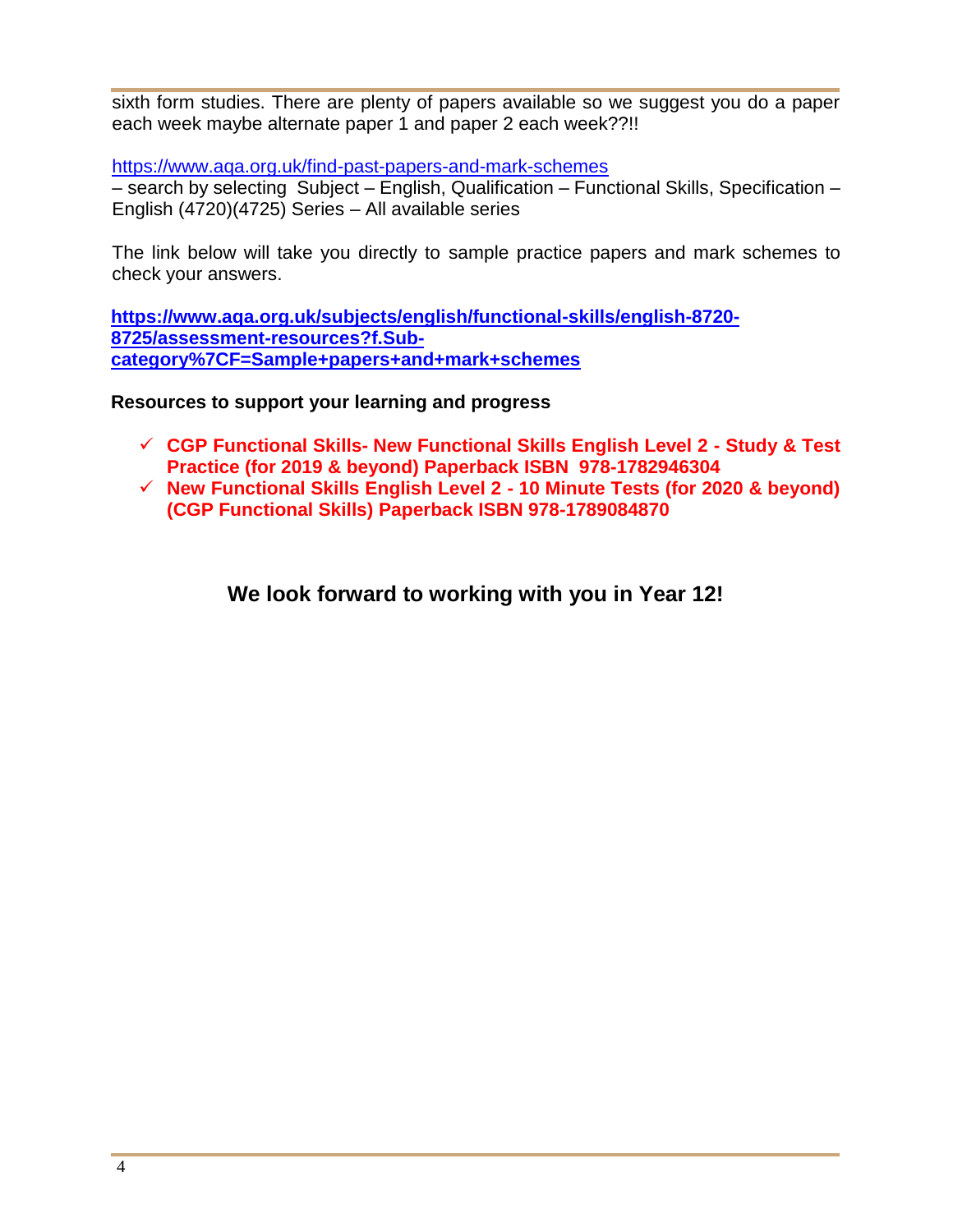sixth form studies. There are plenty of papers available so we suggest you do a paper each week maybe alternate paper 1 and paper 2 each week??!!

https://www.aqa.org.uk/find-past-papers-and-mark-schemes
– search by selecting Subject – English, Qualification – Functional Skills, Specification – English (4720)(4725) Series – All available series

The link below will take you directly to sample practice papers and mark schemes to check your answers.

**https://www.aqa.org.uk/subjects/english/functional-skills/english-8720-8725/assessment-resources?f.Sub-category%7CF=Sample+papers+and+mark+schemes**

**Resources to support your learning and progress**

- ✓ **CGP Functional Skills- New Functional Skills English Level 2 - Study & Test Practice (for 2019 & beyond) Paperback ISBN 978-1782946304**
- ✓ **New Functional Skills English Level 2 - 10 Minute Tests (for 2020 & beyond) (CGP Functional Skills) Paperback ISBN 978-1789084870**

**We look forward to working with you in Year 12!**